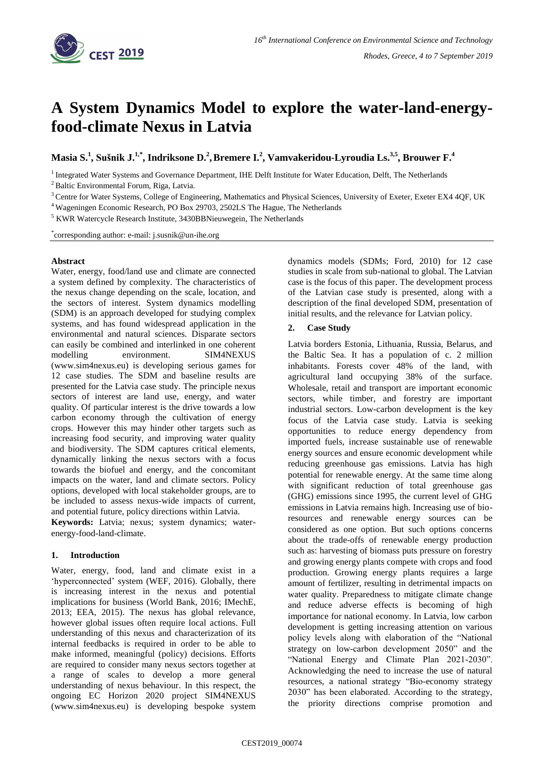# A System Dynamics Model to explore the water-land-energy-food-climate Nexus in Latvia

**Masia S.[1], Sušnik J.[1,*], Indriksone D.[2], Bremere I.[2], Vamvakeridou-Lyroudia Ls.[3,5], Brouwer F.[4]**

[1] Integrated Water Systems and Governance Department, IHE Delft Institute for Water Education, Delft, The Netherlands

[2] Baltic Environmental Forum, Riga, Latvia.

[3] Centre for Water Systems, College of Engineering, Mathematics and Physical Sciences, University of Exeter, Exeter EX4 4QF, UK

[4] Wageningen Economic Research, PO Box 29703, 2502LS The Hague, The Netherlands

[5] KWR Watercycle Research Institute, 3430BBNieuwegein, The Netherlands

[*] corresponding author: e-mail: j.susnik@un-ihe.org

## Abstract

Water, energy, food/land use and climate are connected a system defined by complexity. The characteristics of the nexus change depending on the scale, location, and the sectors of interest. System dynamics modelling (SDM) is an approach developed for studying complex systems, and has found widespread application in the environmental and natural sciences. Disparate sectors can easily be combined and interlinked in one coherent modelling environment. SIM4NEXUS (www.sim4nexus.eu) is developing serious games for 12 case studies. The SDM and baseline results are presented for the Latvia case study. The principle nexus sectors of interest are land use, energy, and water quality. Of particular interest is the drive towards a low carbon economy through the cultivation of energy crops. However this may hinder other targets such as increasing food security, and improving water quality and biodiversity. The SDM captures critical elements, dynamically linking the nexus sectors with a focus towards the biofuel and energy, and the concomitant impacts on the water, land and climate sectors. Policy options, developed with local stakeholder groups, are to be included to assess nexus-wide impacts of current, and potential future, policy directions within Latvia.

**Keywords:** Latvia; nexus; system dynamics; water-energy-food-land-climate.

## 1. Introduction

Water, energy, food, land and climate exist in a 'hyperconnected' system (WEF, 2016). Globally, there is increasing interest in the nexus and potential implications for business (World Bank, 2016; IMechE, 2013; EEA, 2015). The nexus has global relevance, however global issues often require local actions. Full understanding of this nexus and characterization of its internal feedbacks is required in order to be able to make informed, meaningful (policy) decisions. Efforts are required to consider many nexus sectors together at a range of scales to develop a more general understanding of nexus behaviour. In this respect, the ongoing EC Horizon 2020 project SIM4NEXUS (www.sim4nexus.eu) is developing bespoke system dynamics models (SDMs; Ford, 2010) for 12 case studies in scale from sub-national to global. The Latvian case is the focus of this paper. The development process of the Latvian case study is presented, along with a description of the final developed SDM, presentation of initial results, and the relevance for Latvian policy.

## 2. Case Study

Latvia borders Estonia, Lithuania, Russia, Belarus, and the Baltic Sea. It has a population of c. 2 million inhabitants. Forests cover 48% of the land, with agricultural land occupying 38% of the surface. Wholesale, retail and transport are important economic sectors, while timber, and forestry are important industrial sectors. Low-carbon development is the key focus of the Latvia case study. Latvia is seeking opportunities to reduce energy dependency from imported fuels, increase sustainable use of renewable energy sources and ensure economic development while reducing greenhouse gas emissions. Latvia has high potential for renewable energy. At the same time along with significant reduction of total greenhouse gas (GHG) emissions since 1995, the current level of GHG emissions in Latvia remains high. Increasing use of bio-resources and renewable energy sources can be considered as one option. But such options concerns about the trade-offs of renewable energy production such as: harvesting of biomass puts pressure on forestry and growing energy plants compete with crops and food production. Growing energy plants requires a large amount of fertilizer, resulting in detrimental impacts on water quality. Preparedness to mitigate climate change and reduce adverse effects is becoming of high importance for national economy. In Latvia, low carbon development is getting increasing attention on various policy levels along with elaboration of the "National strategy on low-carbon development 2050" and the "National Energy and Climate Plan 2021-2030". Acknowledging the need to increase the use of natural resources, a national strategy "Bio-economy strategy 2030" has been elaborated. According to the strategy, the priority directions comprise promotion and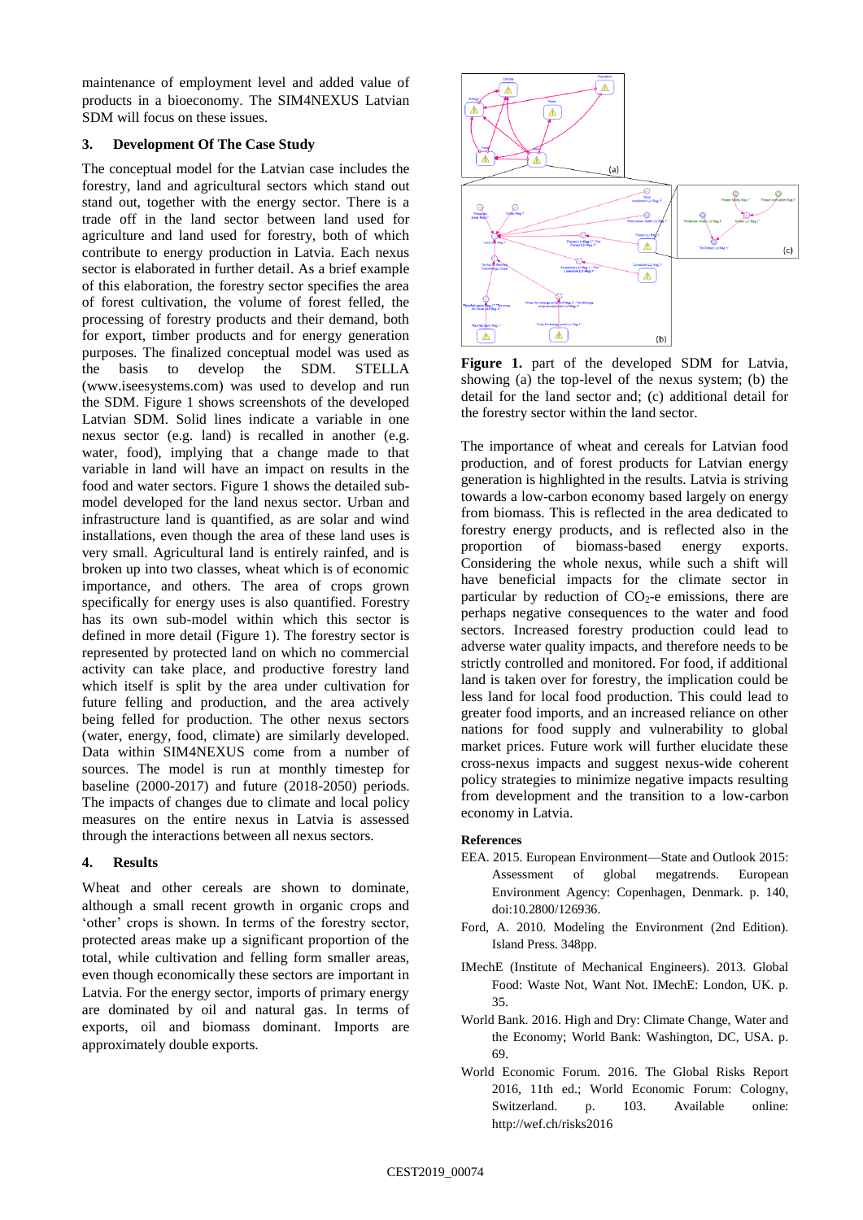maintenance of employment level and added value of products in a bioeconomy. The SIM4NEXUS Latvian SDM will focus on these issues.

## 3. Development Of The Case Study

The conceptual model for the Latvian case includes the forestry, land and agricultural sectors which stand out stand out, together with the energy sector. There is a trade off in the land sector between land used for agriculture and land used for forestry, both of which contribute to energy production in Latvia. Each nexus sector is elaborated in further detail. As a brief example of this elaboration, the forestry sector specifies the area of forest cultivation, the volume of forest felled, the processing of forestry products and their demand, both for export, timber products and for energy generation purposes. The finalized conceptual model was used as the basis to develop the SDM. STELLA (www.iseesystems.com) was used to develop and run the SDM. Figure 1 shows screenshots of the developed Latvian SDM. Solid lines indicate a variable in one nexus sector (e.g. land) is recalled in another (e.g. water, food), implying that a change made to that variable in land will have an impact on results in the food and water sectors. Figure 1 shows the detailed sub-model developed for the land nexus sector. Urban and infrastructure land is quantified, as are solar and wind installations, even though the area of these land uses is very small. Agricultural land is entirely rainfed, and is broken up into two classes, wheat which is of economic importance, and others. The area of crops grown specifically for energy uses is also quantified. Forestry has its own sub-model within which this sector is defined in more detail (Figure 1). The forestry sector is represented by protected land on which no commercial activity can take place, and productive forestry land which itself is split by the area under cultivation for future felling and production, and the area actively being felled for production. The other nexus sectors (water, energy, food, climate) are similarly developed. Data within SIM4NEXUS come from a number of sources. The model is run at monthly timestep for baseline (2000-2017) and future (2018-2050) periods. The impacts of changes due to climate and local policy measures on the entire nexus in Latvia is assessed through the interactions between all nexus sectors.

## 4. Results

Wheat and other cereals are shown to dominate, although a small recent growth in organic crops and 'other' crops is shown. In terms of the forestry sector, protected areas make up a significant proportion of the total, while cultivation and felling form smaller areas, even though economically these sectors are important in Latvia. For the energy sector, imports of primary energy are dominated by oil and natural gas. In terms of exports, oil and biomass dominant. Imports are approximately double exports.

**Figure 1.** part of the developed SDM for Latvia, showing (a) the top-level of the nexus system; (b) the detail for the land sector and; (c) additional detail for the forestry sector within the land sector.

The importance of wheat and cereals for Latvian food production, and of forest products for Latvian energy generation is highlighted in the results. Latvia is striving towards a low-carbon economy based largely on energy from biomass. This is reflected in the area dedicated to forestry energy products, and is reflected also in the proportion of biomass-based energy exports. Considering the whole nexus, while such a shift will have beneficial impacts for the climate sector in particular by reduction of $CO_2$-e emissions, there are perhaps negative consequences to the water and food sectors. Increased forestry production could lead to adverse water quality impacts, and therefore needs to be strictly controlled and monitored. For food, if additional land is taken over for forestry, the implication could be less land for local food production. This could lead to greater food imports, and an increased reliance on other nations for food supply and vulnerability to global market prices. Future work will further elucidate these cross-nexus impacts and suggest nexus-wide coherent policy strategies to minimize negative impacts resulting from development and the transition to a low-carbon economy in Latvia.

### References

EEA. 2015. European Environment—State and Outlook 2015: Assessment of global megatrends. European Environment Agency: Copenhagen, Denmark. p. 140, doi:10.2800/126936.

Ford, A. 2010. Modeling the Environment (2nd Edition). Island Press. 348pp.

IMechE (Institute of Mechanical Engineers). 2013. Global Food: Waste Not, Want Not. IMechE: London, UK. p. 35.

World Bank. 2016. High and Dry: Climate Change, Water and the Economy; World Bank: Washington, DC, USA. p. 69.

World Economic Forum. 2016. The Global Risks Report 2016, 11th ed.; World Economic Forum: Cologny, Switzerland. p. 103. Available online: http://wef.ch/risks2016